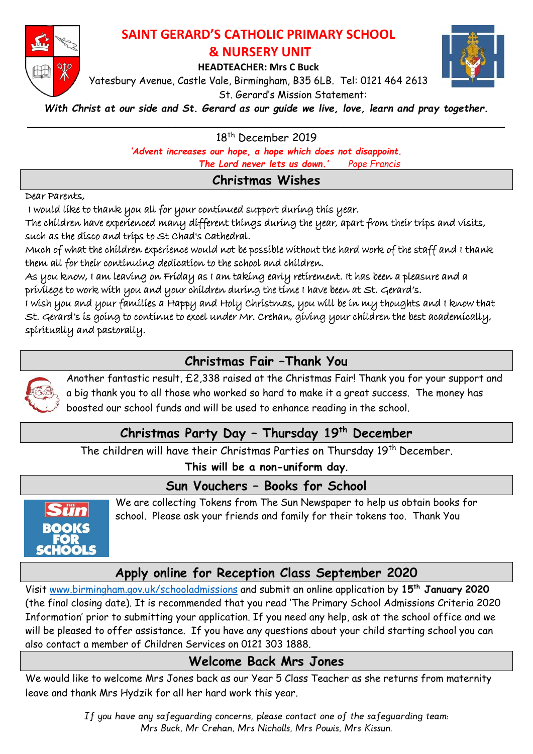# SAINT GERARD'S CATHOLIC PRIMARY SCHOOL & NURSERY UNIT

**HEADTEACHER: Mrs C Buck**

Yatesbury Avenue, Castle Vale, Birmingham, B35 6LB. Tel: 0121 464 2613

St. Gerard's Mission Statement:

***With Christ at our side and St. Gerard as our guide we live, love, learn and pray together.***

18th December 2019

***'Advent increases our hope, a hope which does not disappoint. The Lord never lets us down.'*** *Pope Francis*

## Christmas Wishes

Dear Parents,

I would like to thank you all for your continued support during this year.

The children have experienced many different things during the year, apart from their trips and visits, such as the disco and trips to St Chad's Cathedral.

Much of what the children experience would not be possible without the hard work of the staff and I thank them all for their continuing dedication to the school and children.

As you know, I am leaving on Friday as I am taking early retirement. It has been a pleasure and a privilege to work with you and your children during the time I have been at St. Gerard's.

I wish you and your families a Happy and Holy Christmas, you will be in my thoughts and I know that St. Gerard's is going to continue to excel under Mr. Crehan, giving your children the best academically, spiritually and pastorally.

## Christmas Fair –Thank You

Another fantastic result, £2,338 raised at the Christmas Fair! Thank you for your support and a big thank you to all those who worked so hard to make it a great success. The money has boosted our school funds and will be used to enhance reading in the school.

## Christmas Party Day – Thursday 19th December

The children will have their Christmas Parties on Thursday 19th December.

**This will be a non-uniform day**.

## Sun Vouchers – Books for School

We are collecting Tokens from The Sun Newspaper to help us obtain books for school. Please ask your friends and family for their tokens too. Thank You

## Apply online for Reception Class September 2020

Visit www.birmingham.gov.uk/schooladmissions and submit an online application by **15th January 2020** (the final closing date). It is recommended that you read 'The Primary School Admissions Criteria 2020 Information' prior to submitting your application. If you need any help, ask at the school office and we will be pleased to offer assistance. If you have any questions about your child starting school you can also contact a member of Children Services on 0121 303 1888.

## Welcome Back Mrs Jones

We would like to welcome Mrs Jones back as our Year 5 Class Teacher as she returns from maternity leave and thank Mrs Hydzik for all her hard work this year.

*If you have any safeguarding concerns, please contact one of the safeguarding team: Mrs Buck, Mr Crehan, Mrs Nicholls, Mrs Powis, Mrs Kissun.*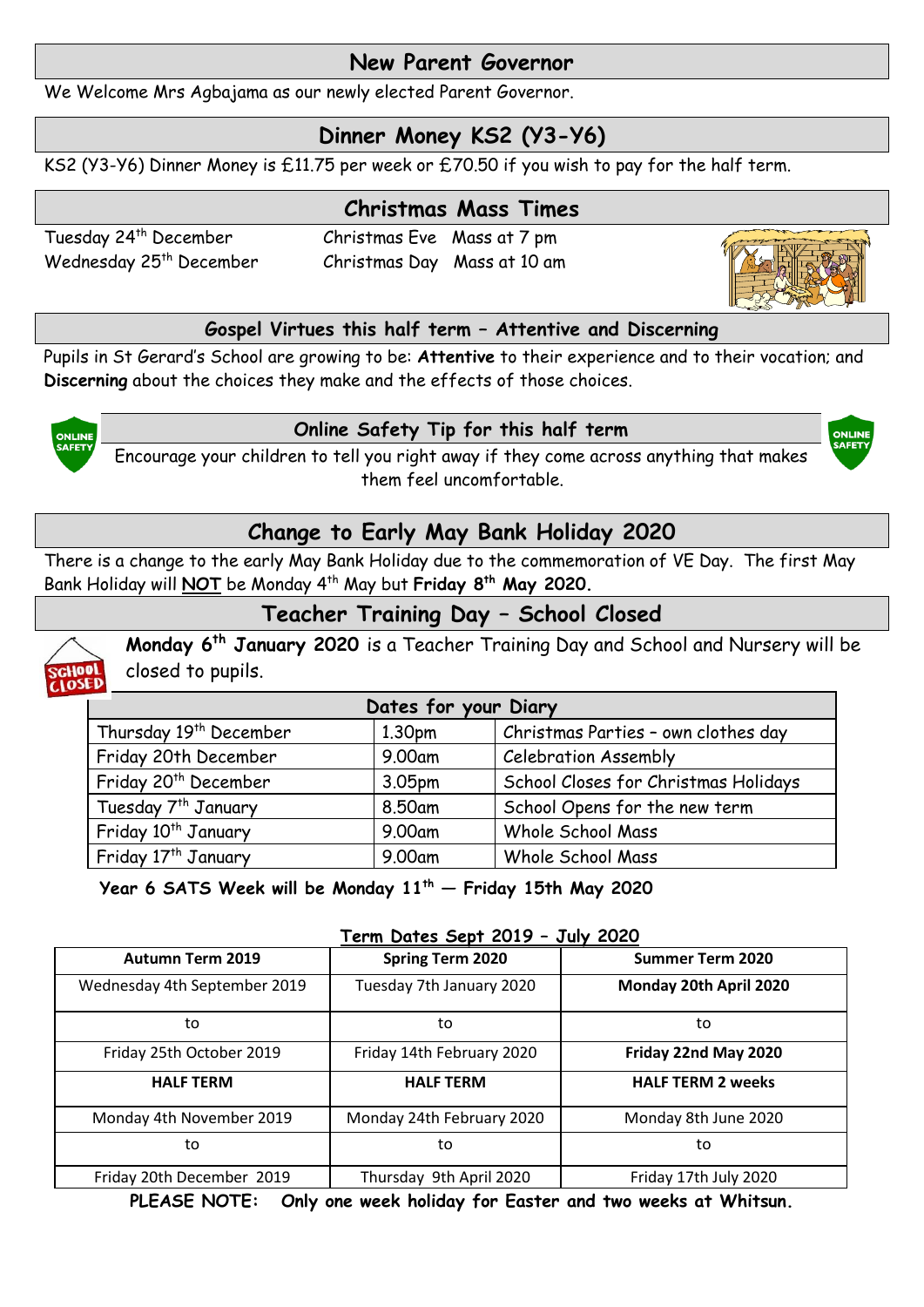## New Parent Governor

We Welcome Mrs Agbajama as our newly elected Parent Governor.

## Dinner Money KS2 (Y3-Y6)

KS2 (Y3-Y6) Dinner Money is £11.75 per week or £70.50 if you wish to pay for the half term.

## Christmas Mass Times

| | | |
|---|---|---|
| Tuesday 24th December | Christmas Eve | Mass at 7 pm |
| Wednesday 25th December | Christmas Day | Mass at 10 am |

## Gospel Virtues this half term – Attentive and Discerning

Pupils in St Gerard's School are growing to be: **Attentive** to their experience and to their vocation; and **Discerning** about the choices they make and the effects of those choices.

## Online Safety Tip for this half term

Encourage your children to tell you right away if they come across anything that makes them feel uncomfortable.

## Change to Early May Bank Holiday 2020

There is a change to the early May Bank Holiday due to the commemoration of VE Day. The first May Bank Holiday will <u>**NOT**</u> be Monday 4th May but **Friday 8th May 2020.**

## Teacher Training Day – School Closed

**Monday 6th January 2020** is a Teacher Training Day and School and Nursery will be closed to pupils.

| Dates for your Diary | | |
|---|---|---|
| Thursday 19th December | 1.30pm | Christmas Parties – own clothes day |
| Friday 20th December | 9.00am | Celebration Assembly |
| Friday 20th December | 3.05pm | School Closes for Christmas Holidays |
| Tuesday 7th January | 8.50am | School Opens for the new term |
| Friday 10th January | 9.00am | Whole School Mass |
| Friday 17th January | 9.00am | Whole School Mass |

**Year 6 SATS Week will be Monday 11th — Friday 15th May 2020**

<u>Term Dates Sept 2019 – July 2020</u>

| Autumn Term 2019 | Spring Term 2020 | Summer Term 2020 |
|---|---|---|
| Wednesday 4th September 2019 | Tuesday 7th January 2020 | **Monday 20th April 2020** |
| to | to | to |
| Friday 25th October 2019 | Friday 14th February 2020 | **Friday 22nd May 2020** |
| **HALF TERM** | **HALF TERM** | **HALF TERM 2 weeks** |
| Monday 4th November 2019 | Monday 24th February 2020 | Monday 8th June 2020 |
| to | to | to |
| Friday 20th December 2019 | Thursday 9th April 2020 | Friday 17th July 2020 |

**PLEASE NOTE: Only one week holiday for Easter and two weeks at Whitsun.**